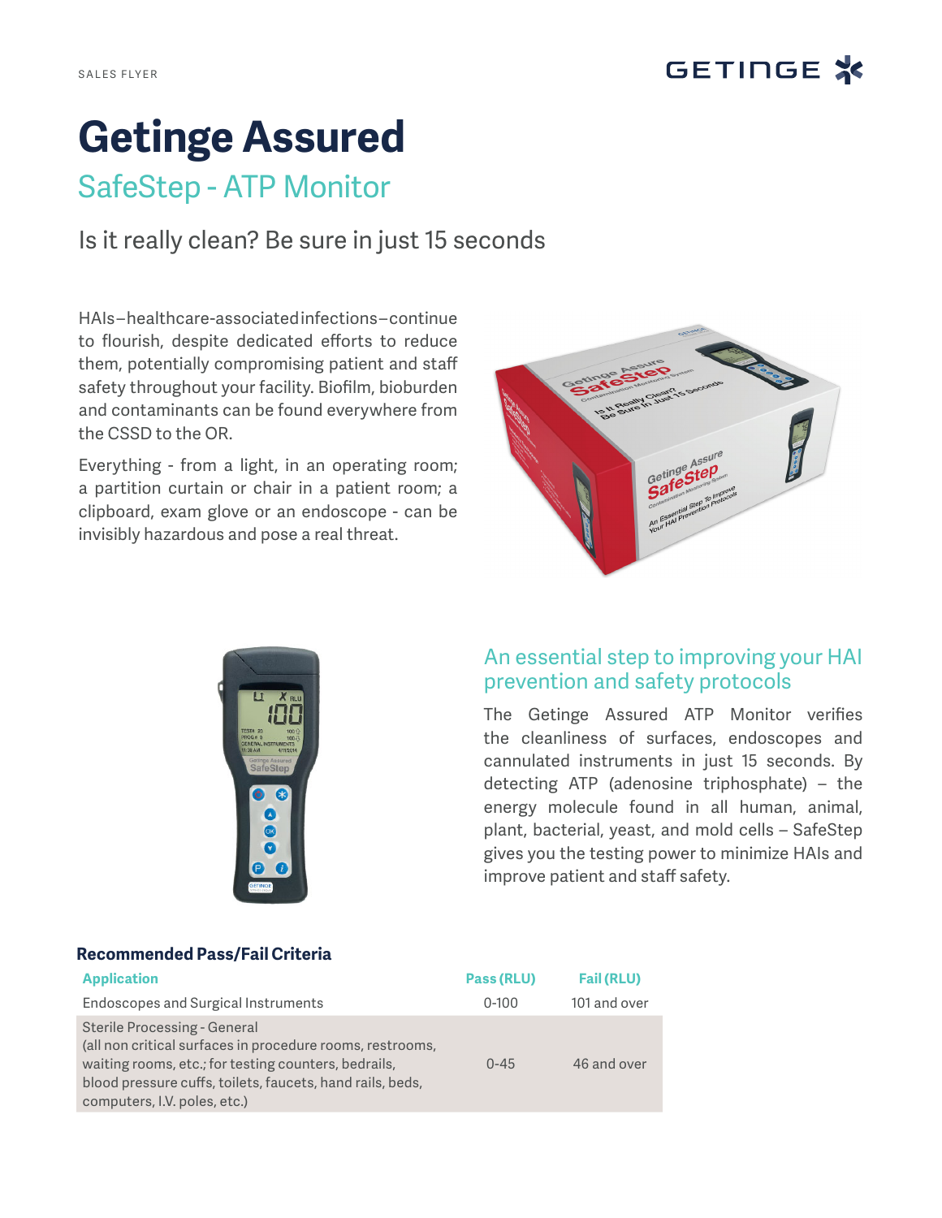SALES FLYER

# Getinge Assured

## SafeStep - ATP Monitor

### Is it really clean? Be sure in just 15 seconds

HAIs–healthcare-associated infections–continue to flourish, despite dedicated efforts to reduce them, potentially compromising patient and staff safety throughout your facility. Biofilm, bioburden and contaminants can be found everywhere from the CSSD to the OR.

Everything - from a light, in an operating room; a partition curtain or chair in a patient room; a clipboard, exam glove or an endoscope - can be invisibly hazardous and pose a real threat.

## An essential step to improving your HAI prevention and safety protocols

The Getinge Assured ATP Monitor verifies the cleanliness of surfaces, endoscopes and cannulated instruments in just 15 seconds. By detecting ATP (adenosine triphosphate) – the energy molecule found in all human, animal, plant, bacterial, yeast, and mold cells – SafeStep gives you the testing power to minimize HAIs and improve patient and staff safety.

### Recommended Pass/Fail Criteria

| Application | Pass (RLU) | Fail (RLU) |
|---|---|---|
| Endoscopes and Surgical Instruments | 0-100 | 101 and over |
| Sterile Processing - General (all non critical surfaces in procedure rooms, restrooms, waiting rooms, etc.; for testing counters, bedrails, blood pressure cuffs, toilets, faucets, hand rails, beds, computers, I.V. poles, etc.) | 0-45 | 46 and over |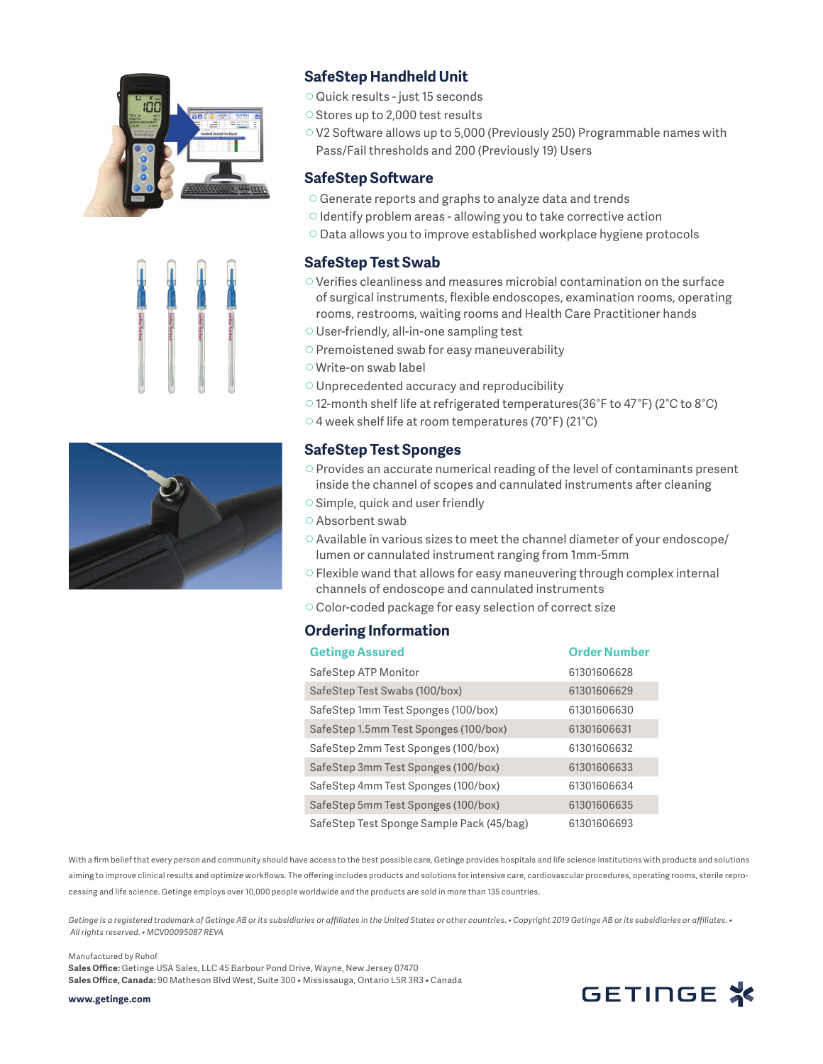## SafeStep Handheld Unit

- Quick results - just 15 seconds
- Stores up to 2,000 test results
- V2 Software allows up to 5,000 (Previously 250) Programmable names with Pass/Fail thresholds and 200 (Previously 19) Users

## SafeStep Software

- Generate reports and graphs to analyze data and trends
- Identify problem areas - allowing you to take corrective action
- Data allows you to improve established workplace hygiene protocols

## SafeStep Test Swab

- Verifies cleanliness and measures microbial contamination on the surface of surgical instruments, flexible endoscopes, examination rooms, operating rooms, restrooms, waiting rooms and Health Care Practitioner hands
- User-friendly, all-in-one sampling test
- Premoistened swab for easy maneuverability
- Write-on swab label
- Unprecedented accuracy and reproducibility
- 12-month shelf life at refrigerated temperatures(36˚F to 47˚F) (2˚C to 8˚C)
- 4 week shelf life at room temperatures (70˚F) (21˚C)

## SafeStep Test Sponges

- Provides an accurate numerical reading of the level of contaminants present inside the channel of scopes and cannulated instruments after cleaning
- Simple, quick and user friendly
- Absorbent swab
- Available in various sizes to meet the channel diameter of your endoscope/ lumen or cannulated instrument ranging from 1mm-5mm
- Flexible wand that allows for easy maneuvering through complex internal channels of endoscope and cannulated instruments
- Color-coded package for easy selection of correct size

## Ordering Information

| Getinge Assured | Order Number |
|---|---|
| SafeStep ATP Monitor | 61301606628 |
| SafeStep Test Swabs (100/box) | 61301606629 |
| SafeStep 1mm Test Sponges (100/box) | 61301606630 |
| SafeStep 1.5mm Test Sponges (100/box) | 61301606631 |
| SafeStep 2mm Test Sponges (100/box) | 61301606632 |
| SafeStep 3mm Test Sponges (100/box) | 61301606633 |
| SafeStep 4mm Test Sponges (100/box) | 61301606634 |
| SafeStep 5mm Test Sponges (100/box) | 61301606635 |
| SafeStep Test Sponge Sample Pack (45/bag) | 61301606693 |

With a firm belief that every person and community should have access to the best possible care, Getinge provides hospitals and life science institutions with products and solutions aiming to improve clinical results and optimize workflows. The offering includes products and solutions for intensive care, cardiovascular procedures, operating rooms, sterile reprocessing and life science. Getinge employs over 10,000 people worldwide and the products are sold in more than 135 countries.

*Getinge is a registered trademark of Getinge AB or its subsidiaries or affiliates in the United States or other countries. • Copyright 2019 Getinge AB or its subsidiaries or affiliates. • All rights reserved. • MCV00095087 REVA*

Manufactured by Ruhof
**Sales Office:** Getinge USA Sales, LLC 45 Barbour Pond Drive, Wayne, New Jersey 07470
**Sales Office, Canada:** 90 Matheson Blvd West, Suite 300 • Mississauga, Ontario L5R 3R3 • Canada

**www.getinge.com**

GETINGE